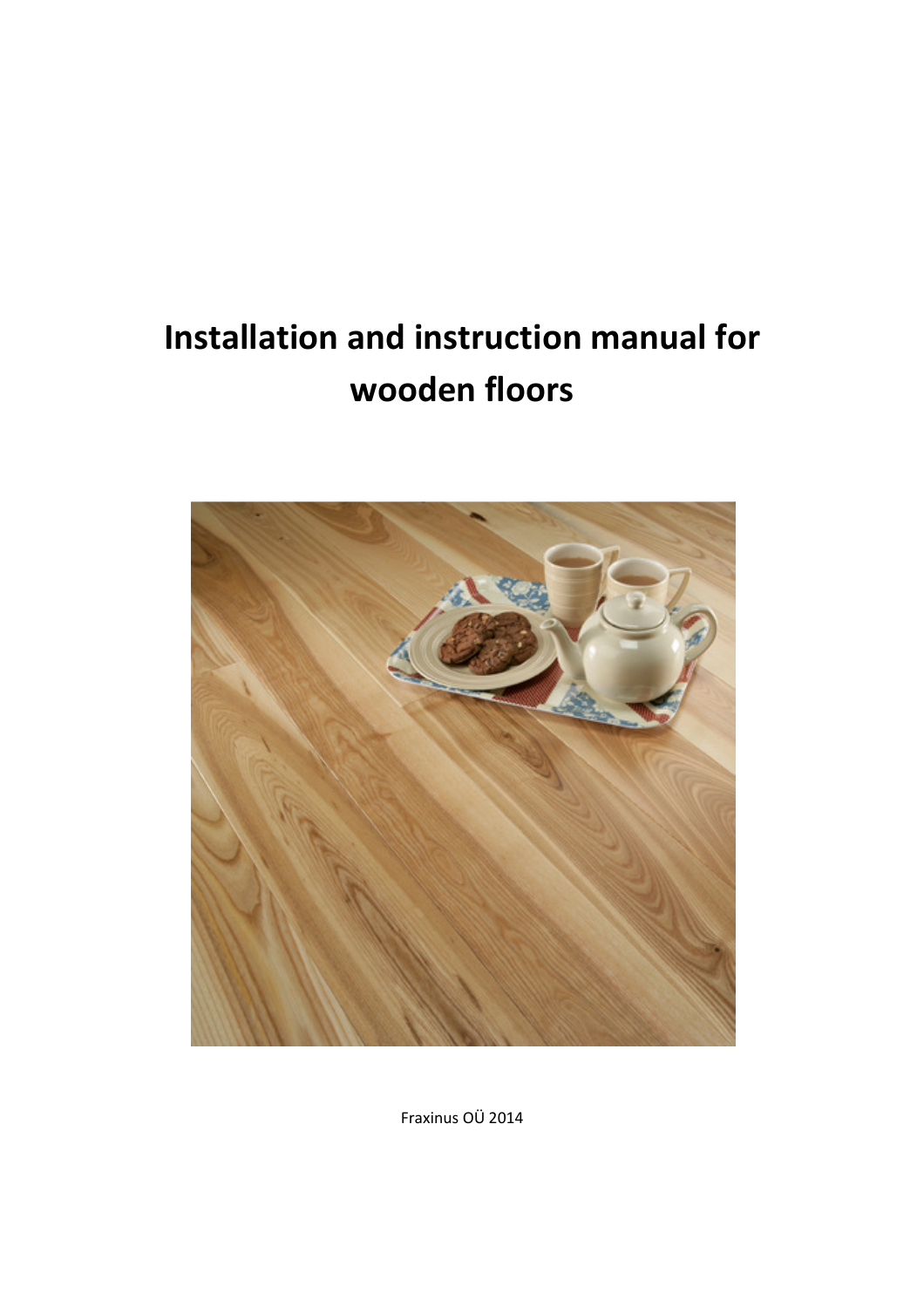# Installation and instruction manual for wooden floors

Fraxinus OÜ 2014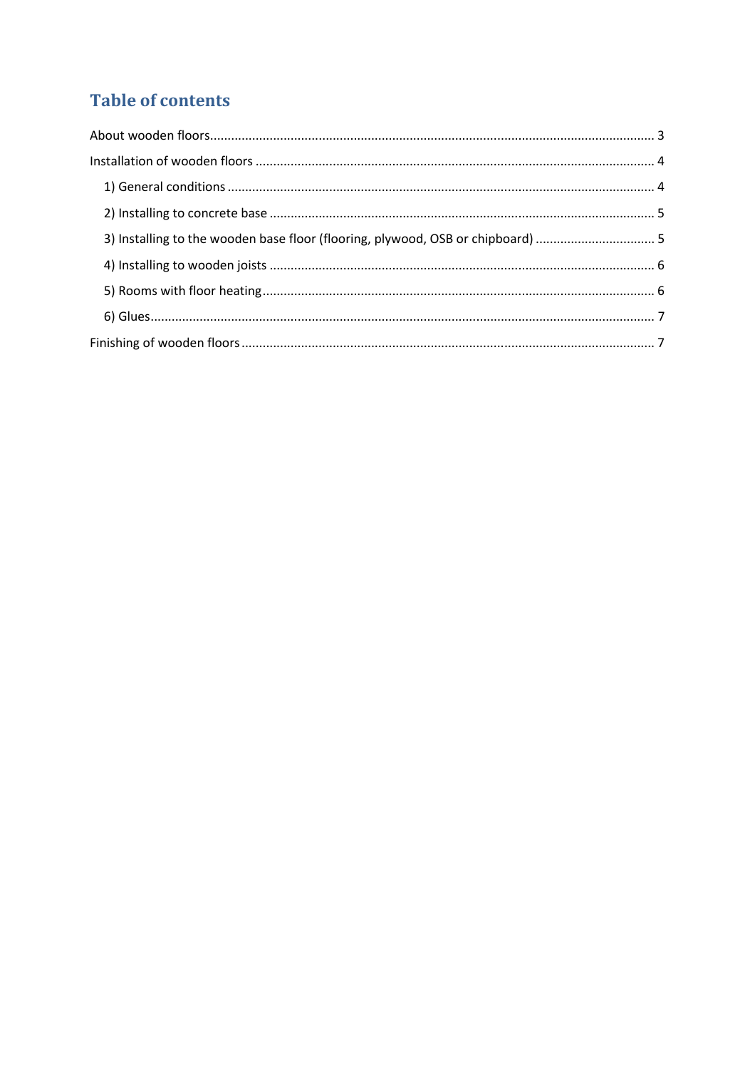# Table of contents

About wooden floors ........................................................................................................................ 3

Installation of wooden floors ........................................................................................................... 4

- 1) General conditions .................................................................................................................. 4
- 2) Installing to concrete base ....................................................................................................... 5
- 3) Installing to the wooden base floor (flooring, plywood, OSB or chipboard) .................................. 5
- 4) Installing to wooden joists ........................................................................................................ 6
- 5) Rooms with floor heating .......................................................................................................... 6
- 6) Glues ........................................................................................................................................ 7

Finishing of wooden floors ............................................................................................................... 7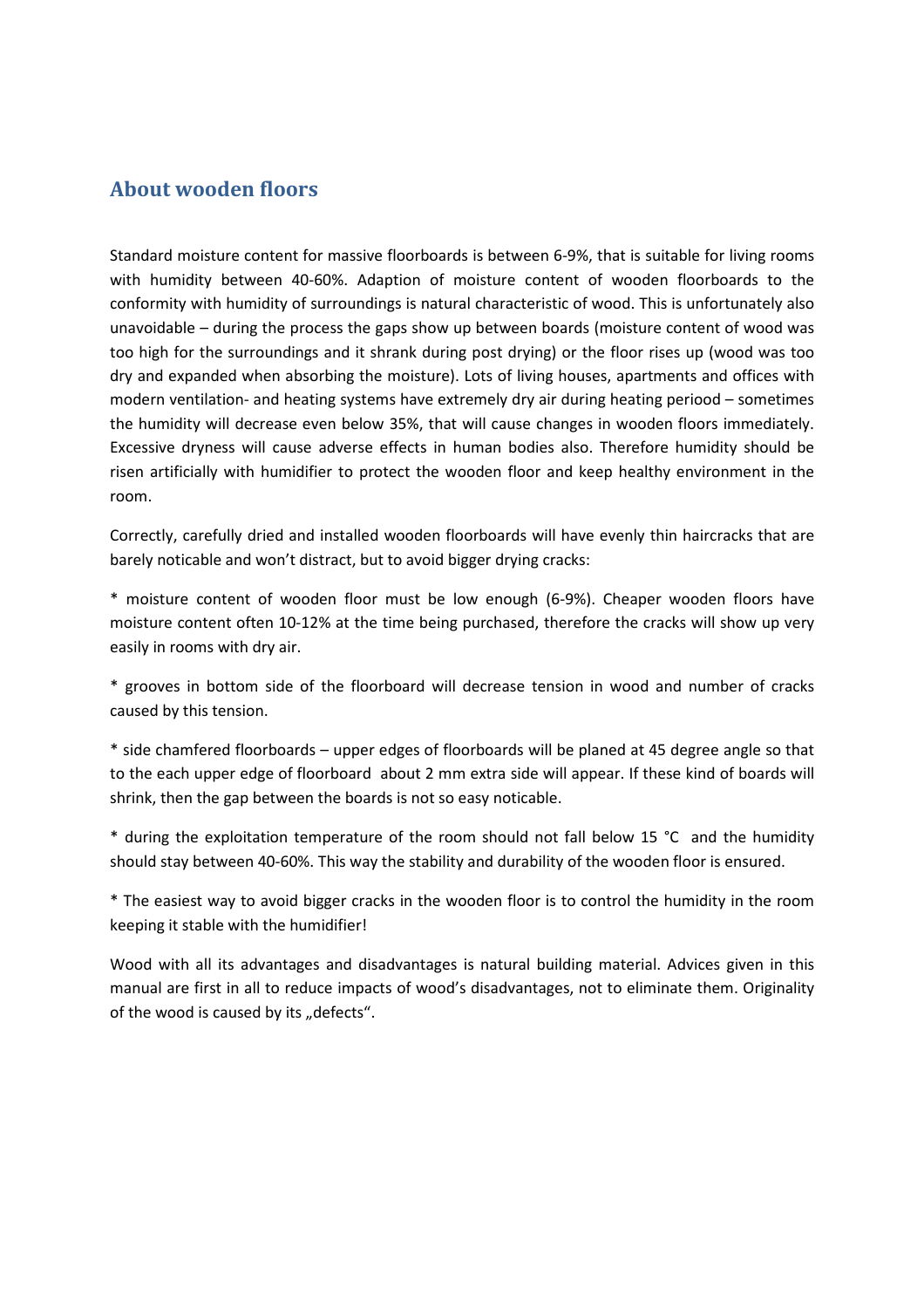## About wooden floors

Standard moisture content for massive floorboards is between 6-9%, that is suitable for living rooms with humidity between 40-60%. Adaption of moisture content of wooden floorboards to the conformity with humidity of surroundings is natural characteristic of wood. This is unfortunately also unavoidable – during the process the gaps show up between boards (moisture content of wood was too high for the surroundings and it shrank during post drying) or the floor rises up (wood was too dry and expanded when absorbing the moisture). Lots of living houses, apartments and offices with modern ventilation- and heating systems have extremely dry air during heating periood – sometimes the humidity will decrease even below 35%, that will cause changes in wooden floors immediately. Excessive dryness will cause adverse effects in human bodies also. Therefore humidity should be risen artificially with humidifier to protect the wooden floor and keep healthy environment in the room.

Correctly, carefully dried and installed wooden floorboards will have evenly thin haircracks that are barely noticable and won't distract, but to avoid bigger drying cracks:

* moisture content of wooden floor must be low enough (6-9%). Cheaper wooden floors have moisture content often 10-12% at the time being purchased, therefore the cracks will show up very easily in rooms with dry air.

* grooves in bottom side of the floorboard will decrease tension in wood and number of cracks caused by this tension.

* side chamfered floorboards – upper edges of floorboards will be planed at 45 degree angle so that to the each upper edge of floorboard about 2 mm extra side will appear. If these kind of boards will shrink, then the gap between the boards is not so easy noticable.

* during the exploitation temperature of the room should not fall below 15 °C and the humidity should stay between 40-60%. This way the stability and durability of the wooden floor is ensured.

* The easiest way to avoid bigger cracks in the wooden floor is to control the humidity in the room keeping it stable with the humidifier!

Wood with all its advantages and disadvantages is natural building material. Advices given in this manual are first in all to reduce impacts of wood's disadvantages, not to eliminate them. Originality of the wood is caused by its „defects".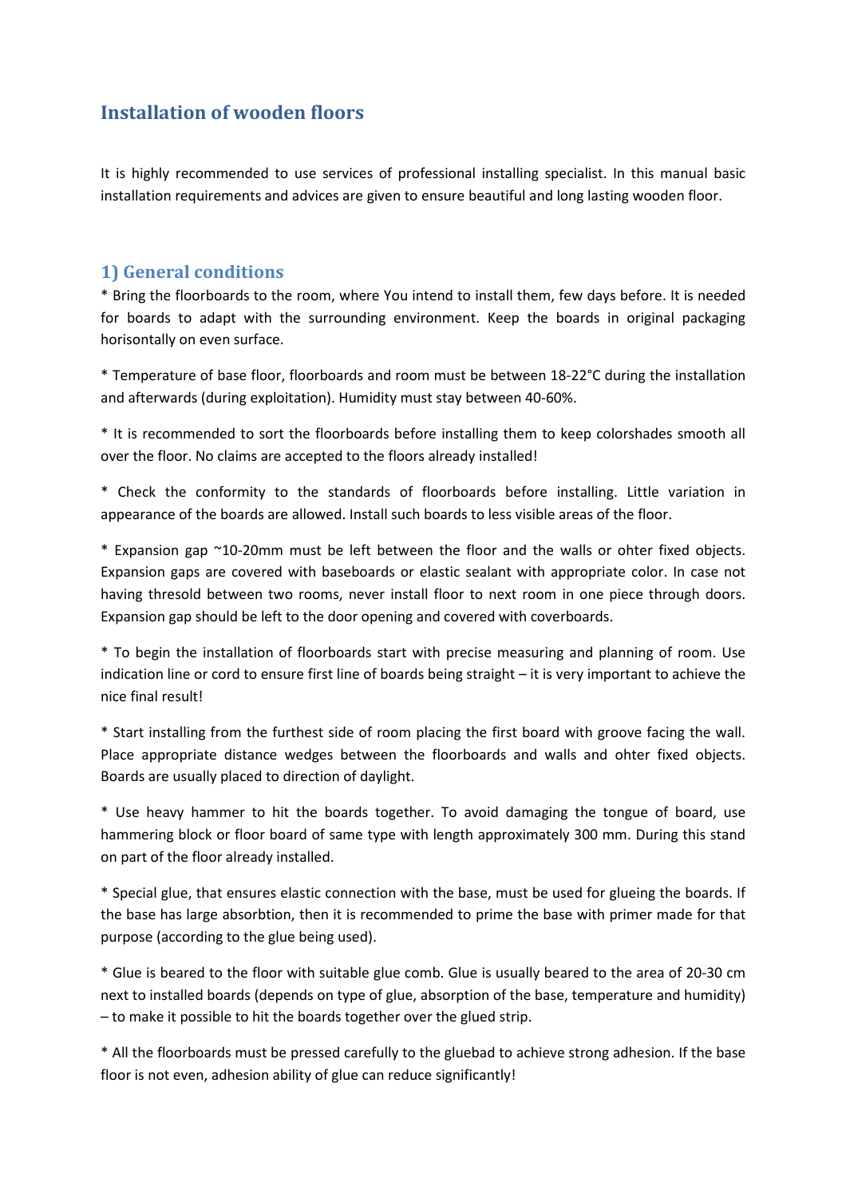# Installation of wooden floors

It is highly recommended to use services of professional installing specialist. In this manual basic installation requirements and advices are given to ensure beautiful and long lasting wooden floor.

## 1) General conditions

* Bring the floorboards to the room, where You intend to install them, few days before. It is needed for boards to adapt with the surrounding environment. Keep the boards in original packaging horisontally on even surface.

* Temperature of base floor, floorboards and room must be between 18-22°C during the installation and afterwards (during exploitation). Humidity must stay between 40-60%.

* It is recommended to sort the floorboards before installing them to keep colorshades smooth all over the floor. No claims are accepted to the floors already installed!

* Check the conformity to the standards of floorboards before installing. Little variation in appearance of the boards are allowed. Install such boards to less visible areas of the floor.

* Expansion gap ~10-20mm must be left between the floor and the walls or ohter fixed objects. Expansion gaps are covered with baseboards or elastic sealant with appropriate color. In case not having thresold between two rooms, never install floor to next room in one piece through doors. Expansion gap should be left to the door opening and covered with coverboards.

* To begin the installation of floorboards start with precise measuring and planning of room. Use indication line or cord to ensure first line of boards being straight – it is very important to achieve the nice final result!

* Start installing from the furthest side of room placing the first board with groove facing the wall. Place appropriate distance wedges between the floorboards and walls and ohter fixed objects. Boards are usually placed to direction of daylight.

* Use heavy hammer to hit the boards together. To avoid damaging the tongue of board, use hammering block or floor board of same type with length approximately 300 mm. During this stand on part of the floor already installed.

* Special glue, that ensures elastic connection with the base, must be used for glueing the boards. If the base has large absorbtion, then it is recommended to prime the base with primer made for that purpose (according to the glue being used).

* Glue is beared to the floor with suitable glue comb. Glue is usually beared to the area of 20-30 cm next to installed boards (depends on type of glue, absorption of the base, temperature and humidity) – to make it possible to hit the boards together over the glued strip.

* All the floorboards must be pressed carefully to the gluebad to achieve strong adhesion. If the base floor is not even, adhesion ability of glue can reduce significantly!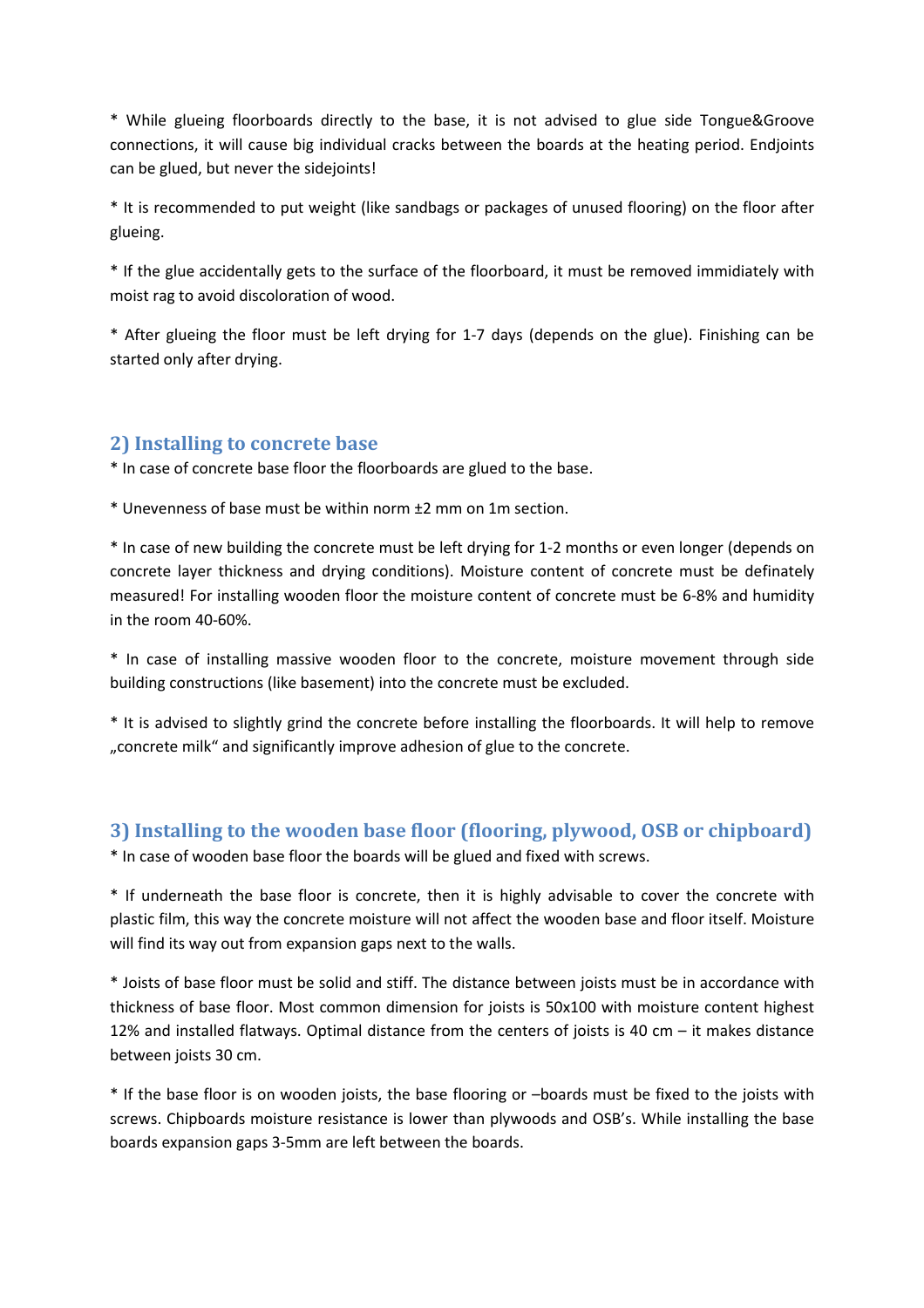* While glueing floorboards directly to the base, it is not advised to glue side Tongue&Groove connections, it will cause big individual cracks between the boards at the heating period. Endjoints can be glued, but never the sidejoints!

* It is recommended to put weight (like sandbags or packages of unused flooring) on the floor after glueing.

* If the glue accidentally gets to the surface of the floorboard, it must be removed immidiately with moist rag to avoid discoloration of wood.

* After glueing the floor must be left drying for 1-7 days (depends on the glue). Finishing can be started only after drying.

## 2) Installing to concrete base

* In case of concrete base floor the floorboards are glued to the base.

* Unevenness of base must be within norm ±2 mm on 1m section.

* In case of new building the concrete must be left drying for 1-2 months or even longer (depends on concrete layer thickness and drying conditions). Moisture content of concrete must be definately measured! For installing wooden floor the moisture content of concrete must be 6-8% and humidity in the room 40-60%.

* In case of installing massive wooden floor to the concrete, moisture movement through side building constructions (like basement) into the concrete must be excluded.

* It is advised to slightly grind the concrete before installing the floorboards. It will help to remove „concrete milk" and significantly improve adhesion of glue to the concrete.

## 3) Installing to the wooden base floor (flooring, plywood, OSB or chipboard)

* In case of wooden base floor the boards will be glued and fixed with screws.

* If underneath the base floor is concrete, then it is highly advisable to cover the concrete with plastic film, this way the concrete moisture will not affect the wooden base and floor itself. Moisture will find its way out from expansion gaps next to the walls.

* Joists of base floor must be solid and stiff. The distance between joists must be in accordance with thickness of base floor. Most common dimension for joists is 50x100 with moisture content highest 12% and installed flatways. Optimal distance from the centers of joists is 40 cm – it makes distance between joists 30 cm.

* If the base floor is on wooden joists, the base flooring or –boards must be fixed to the joists with screws. Chipboards moisture resistance is lower than plywoods and OSB's. While installing the base boards expansion gaps 3-5mm are left between the boards.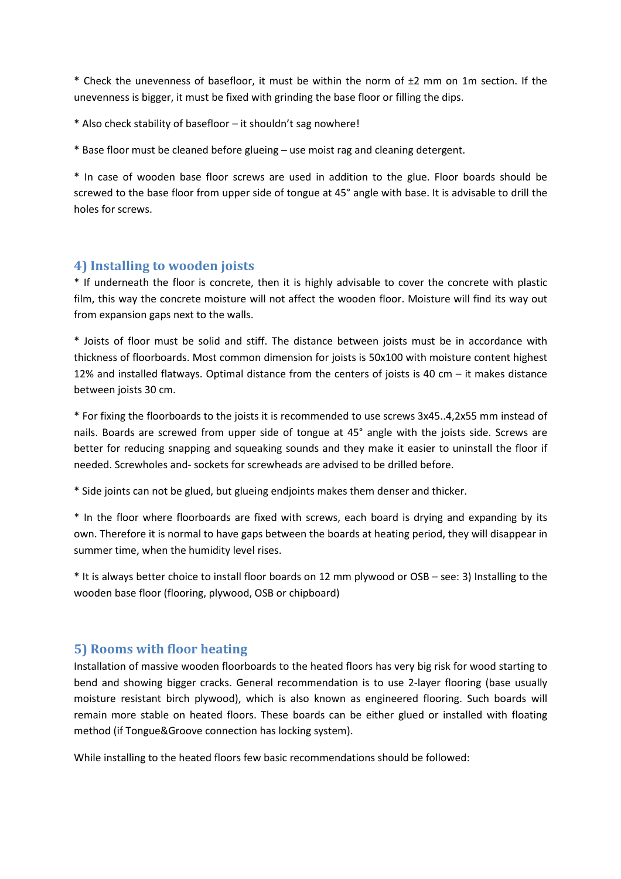* Check the unevenness of basefloor, it must be within the norm of ±2 mm on 1m section. If the unevenness is bigger, it must be fixed with grinding the base floor or filling the dips.

* Also check stability of basefloor – it shouldn't sag nowhere!

* Base floor must be cleaned before glueing – use moist rag and cleaning detergent.

* In case of wooden base floor screws are used in addition to the glue. Floor boards should be screwed to the base floor from upper side of tongue at 45° angle with base. It is advisable to drill the holes for screws.

## 4) Installing to wooden joists

* If underneath the floor is concrete, then it is highly advisable to cover the concrete with plastic film, this way the concrete moisture will not affect the wooden floor. Moisture will find its way out from expansion gaps next to the walls.

* Joists of floor must be solid and stiff. The distance between joists must be in accordance with thickness of floorboards. Most common dimension for joists is 50x100 with moisture content highest 12% and installed flatways. Optimal distance from the centers of joists is 40 cm – it makes distance between joists 30 cm.

* For fixing the floorboards to the joists it is recommended to use screws 3x45..4,2x55 mm instead of nails. Boards are screwed from upper side of tongue at 45° angle with the joists side. Screws are better for reducing snapping and squeaking sounds and they make it easier to uninstall the floor if needed. Screwholes and- sockets for screwheads are advised to be drilled before.

* Side joints can not be glued, but glueing endjoints makes them denser and thicker.

* In the floor where floorboards are fixed with screws, each board is drying and expanding by its own. Therefore it is normal to have gaps between the boards at heating period, they will disappear in summer time, when the humidity level rises.

* It is always better choice to install floor boards on 12 mm plywood or OSB – see: 3) Installing to the wooden base floor (flooring, plywood, OSB or chipboard)

## 5) Rooms with floor heating

Installation of massive wooden floorboards to the heated floors has very big risk for wood starting to bend and showing bigger cracks. General recommendation is to use 2-layer flooring (base usually moisture resistant birch plywood), which is also known as engineered flooring. Such boards will remain more stable on heated floors. These boards can be either glued or installed with floating method (if Tongue&Groove connection has locking system).

While installing to the heated floors few basic recommendations should be followed: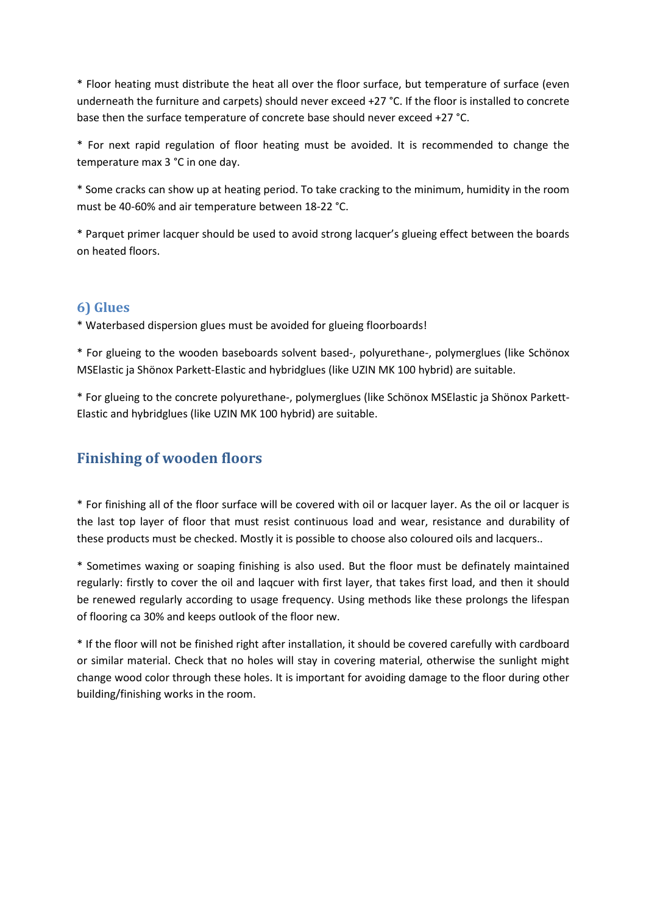* Floor heating must distribute the heat all over the floor surface, but temperature of surface (even underneath the furniture and carpets) should never exceed +27 °C. If the floor is installed to concrete base then the surface temperature of concrete base should never exceed +27 °C.

* For next rapid regulation of floor heating must be avoided. It is recommended to change the temperature max 3 °C in one day.

* Some cracks can show up at heating period. To take cracking to the minimum, humidity in the room must be 40-60% and air temperature between 18-22 °C.

* Parquet primer lacquer should be used to avoid strong lacquer's glueing effect between the boards on heated floors.

### 6) Glues

* Waterbased dispersion glues must be avoided for glueing floorboards!

* For glueing to the wooden baseboards solvent based-, polyurethane-, polymerglues (like Schönox MSElastic ja Shönox Parkett-Elastic and hybridglues (like UZIN MK 100 hybrid) are suitable.

* For glueing to the concrete polyurethane-, polymerglues (like Schönox MSElastic ja Shönox Parkett-Elastic and hybridglues (like UZIN MK 100 hybrid) are suitable.

## Finishing of wooden floors

* For finishing all of the floor surface will be covered with oil or lacquer layer. As the oil or lacquer is the last top layer of floor that must resist continuous load and wear, resistance and durability of these products must be checked. Mostly it is possible to choose also coloured oils and lacquers..

* Sometimes waxing or soaping finishing is also used. But the floor must be definately maintained regularly: firstly to cover the oil and laqcuer with first layer, that takes first load, and then it should be renewed regularly according to usage frequency. Using methods like these prolongs the lifespan of flooring ca 30% and keeps outlook of the floor new.

* If the floor will not be finished right after installation, it should be covered carefully with cardboard or similar material. Check that no holes will stay in covering material, otherwise the sunlight might change wood color through these holes. It is important for avoiding damage to the floor during other building/finishing works in the room.